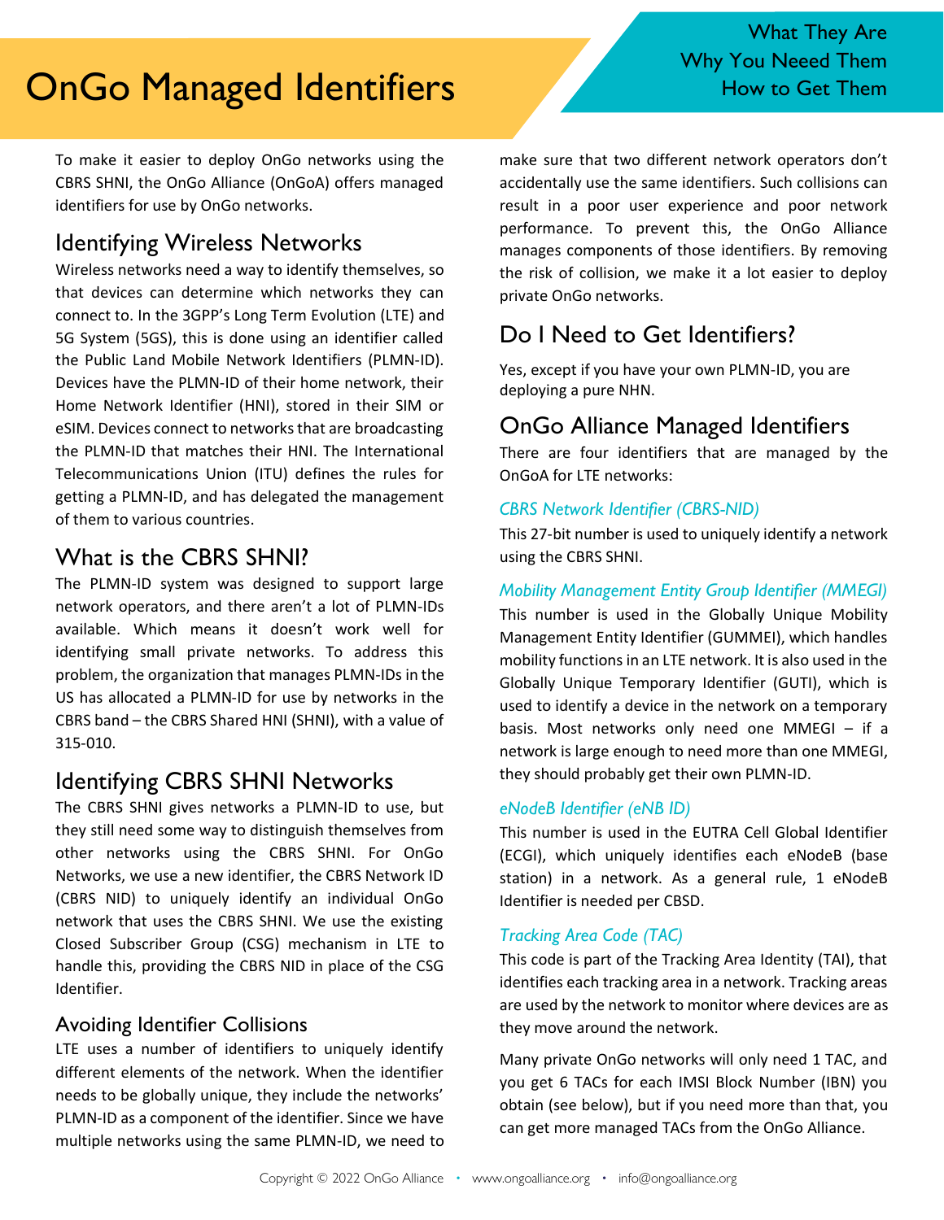# OnGo Managed Identifiers

What They Are
Why You Neeed Them
How to Get Them

To make it easier to deploy OnGo networks using the CBRS SHNI, the OnGo Alliance (OnGoA) offers managed identifiers for use by OnGo networks.

## Identifying Wireless Networks

Wireless networks need a way to identify themselves, so that devices can determine which networks they can connect to. In the 3GPP's Long Term Evolution (LTE) and 5G System (5GS), this is done using an identifier called the Public Land Mobile Network Identifiers (PLMN-ID). Devices have the PLMN-ID of their home network, their Home Network Identifier (HNI), stored in their SIM or eSIM. Devices connect to networks that are broadcasting the PLMN-ID that matches their HNI. The International Telecommunications Union (ITU) defines the rules for getting a PLMN-ID, and has delegated the management of them to various countries.

## What is the CBRS SHNI?

The PLMN-ID system was designed to support large network operators, and there aren't a lot of PLMN-IDs available. Which means it doesn't work well for identifying small private networks. To address this problem, the organization that manages PLMN-IDs in the US has allocated a PLMN-ID for use by networks in the CBRS band – the CBRS Shared HNI (SHNI), with a value of 315-010.

## Identifying CBRS SHNI Networks

The CBRS SHNI gives networks a PLMN-ID to use, but they still need some way to distinguish themselves from other networks using the CBRS SHNI. For OnGo Networks, we use a new identifier, the CBRS Network ID (CBRS NID) to uniquely identify an individual OnGo network that uses the CBRS SHNI. We use the existing Closed Subscriber Group (CSG) mechanism in LTE to handle this, providing the CBRS NID in place of the CSG Identifier.

### Avoiding Identifier Collisions

LTE uses a number of identifiers to uniquely identify different elements of the network. When the identifier needs to be globally unique, they include the networks' PLMN-ID as a component of the identifier. Since we have multiple networks using the same PLMN-ID, we need to make sure that two different network operators don't accidentally use the same identifiers. Such collisions can result in a poor user experience and poor network performance. To prevent this, the OnGo Alliance manages components of those identifiers. By removing the risk of collision, we make it a lot easier to deploy private OnGo networks.

## Do I Need to Get Identifiers?

Yes, except if you have your own PLMN-ID, you are deploying a pure NHN.

## OnGo Alliance Managed Identifiers

There are four identifiers that are managed by the OnGoA for LTE networks:

*CBRS Network Identifier (CBRS-NID)*

This 27-bit number is used to uniquely identify a network using the CBRS SHNI.

*Mobility Management Entity Group Identifier (MMEGI)*

This number is used in the Globally Unique Mobility Management Entity Identifier (GUMMEI), which handles mobility functions in an LTE network. It is also used in the Globally Unique Temporary Identifier (GUTI), which is used to identify a device in the network on a temporary basis. Most networks only need one MMEGI – if a network is large enough to need more than one MMEGI, they should probably get their own PLMN-ID.

*eNodeB Identifier (eNB ID)*

This number is used in the EUTRA Cell Global Identifier (ECGI), which uniquely identifies each eNodeB (base station) in a network. As a general rule, 1 eNodeB Identifier is needed per CBSD.

*Tracking Area Code (TAC)*

This code is part of the Tracking Area Identity (TAI), that identifies each tracking area in a network. Tracking areas are used by the network to monitor where devices are as they move around the network.

Many private OnGo networks will only need 1 TAC, and you get 6 TACs for each IMSI Block Number (IBN) you obtain (see below), but if you need more than that, you can get more managed TACs from the OnGo Alliance.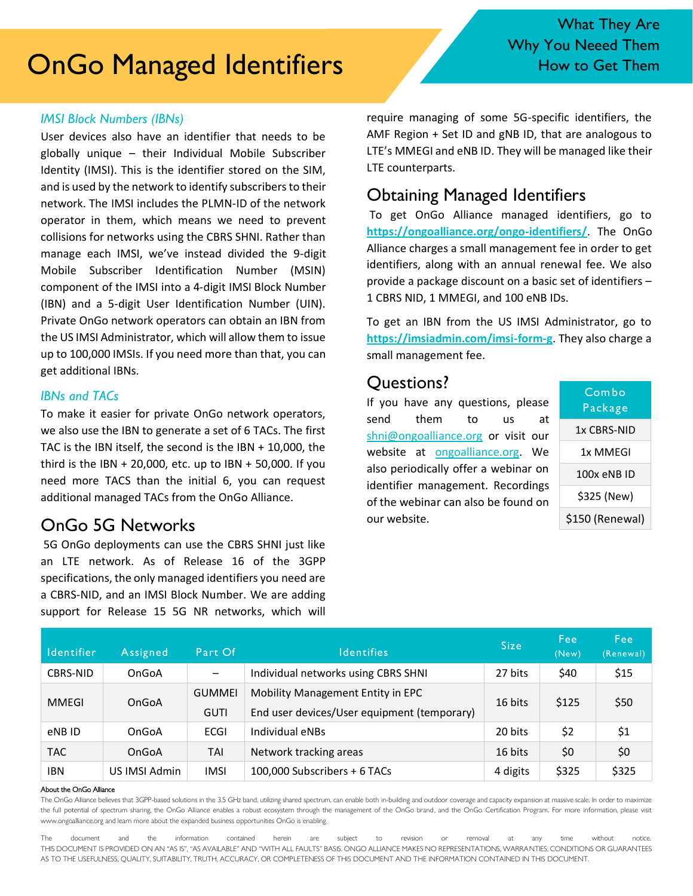# OnGo Managed Identifiers

What They Are
Why You Neeed Them
How to Get Them

*IMSI Block Numbers (IBNs)*

User devices also have an identifier that needs to be globally unique – their Individual Mobile Subscriber Identity (IMSI). This is the identifier stored on the SIM, and is used by the network to identify subscribers to their network. The IMSI includes the PLMN-ID of the network operator in them, which means we need to prevent collisions for networks using the CBRS SHNI. Rather than manage each IMSI, we've instead divided the 9-digit Mobile Subscriber Identification Number (MSIN) component of the IMSI into a 4-digit IMSI Block Number (IBN) and a 5-digit User Identification Number (UIN). Private OnGo network operators can obtain an IBN from the US IMSI Administrator, which will allow them to issue up to 100,000 IMSIs. If you need more than that, you can get additional IBNs.

*IBNs and TACs*

To make it easier for private OnGo network operators, we also use the IBN to generate a set of 6 TACs. The first TAC is the IBN itself, the second is the IBN + 10,000, the third is the IBN + 20,000, etc. up to IBN + 50,000. If you need more TACS than the initial 6, you can request additional managed TACs from the OnGo Alliance.

## OnGo 5G Networks

5G OnGo deployments can use the CBRS SHNI just like an LTE network. As of Release 16 of the 3GPP specifications, the only managed identifiers you need are a CBRS-NID, and an IMSI Block Number. We are adding support for Release 15 5G NR networks, which will require managing of some 5G-specific identifiers, the AMF Region + Set ID and gNB ID, that are analogous to LTE's MMEGI and eNB ID. They will be managed like their LTE counterparts.

## Obtaining Managed Identifiers

To get OnGo Alliance managed identifiers, go to **https://ongoalliance.org/ongo-identifiers/**. The OnGo Alliance charges a small management fee in order to get identifiers, along with an annual renewal fee. We also provide a package discount on a basic set of identifiers – 1 CBRS NID, 1 MMEGI, and 100 eNB IDs.

To get an IBN from the US IMSI Administrator, go to **https://imsiadmin.com/imsi-form-g**. They also charge a small management fee.

## Questions?

If you have any questions, please send them to us at shni@ongoalliance.org or visit our website at ongoalliance.org. We also periodically offer a webinar on identifier management. Recordings of the webinar can also be found on our website.

| Combo Package |
|---|
| 1x CBRS-NID |
| 1x MMEGI |
| 100x eNB ID |
| $325 (New) |
| $150 (Renewal) |

| Identifier | Assigned | Part Of | Identifies | Size | Fee (New) | Fee (Renewal) |
|---|---|---|---|---|---|---|
| CBRS-NID | OnGoA | – | Individual networks using CBRS SHNI | 27 bits | $40 | $15 |
| MMEGI | OnGoA | GUMMEI<br>GUTI | Mobility Management Entity in EPC<br>End user devices/User equipment (temporary) | 16 bits | $125 | $50 |
| eNB ID | OnGoA | ECGI | Individual eNBs | 20 bits | $2 | $1 |
| TAC | OnGoA | TAI | Network tracking areas | 16 bits | $0 | $0 |
| IBN | US IMSI Admin | IMSI | 100,000 Subscribers + 6 TACs | 4 digits | $325 | $325 |

About the OnGo Alliance

The OnGo Alliance believes that 3GPP-based solutions in the 3.5 GHz band, utilizing shared spectrum, can enable both in-building and outdoor coverage and capacity expansion at massive scale. In order to maximize the full potential of spectrum sharing, the OnGo Alliance enables a robust ecosystem through the management of the OnGo brand, and the OnGo Certification Program. For more information, please visit www.ongoalliance.org and learn more about the expanded business opportunities OnGo is enabling.

The document and the information contained herein are subject to revision or removal at any time without notice. THIS DOCUMENT IS PROVIDED ON AN "AS IS", "AS AVAILABLE" AND "WITH ALL FAULTS" BASIS. ONGO ALLIANCE MAKES NO REPRESENTATIONS, WARRANTIES, CONDITIONS OR GUARANTEES AS TO THE USEFULNESS, QUALITY, SUITABILITY, TRUTH, ACCURACY, OR COMPLETENESS OF THIS DOCUMENT AND THE INFORMATION CONTAINED IN THIS DOCUMENT.